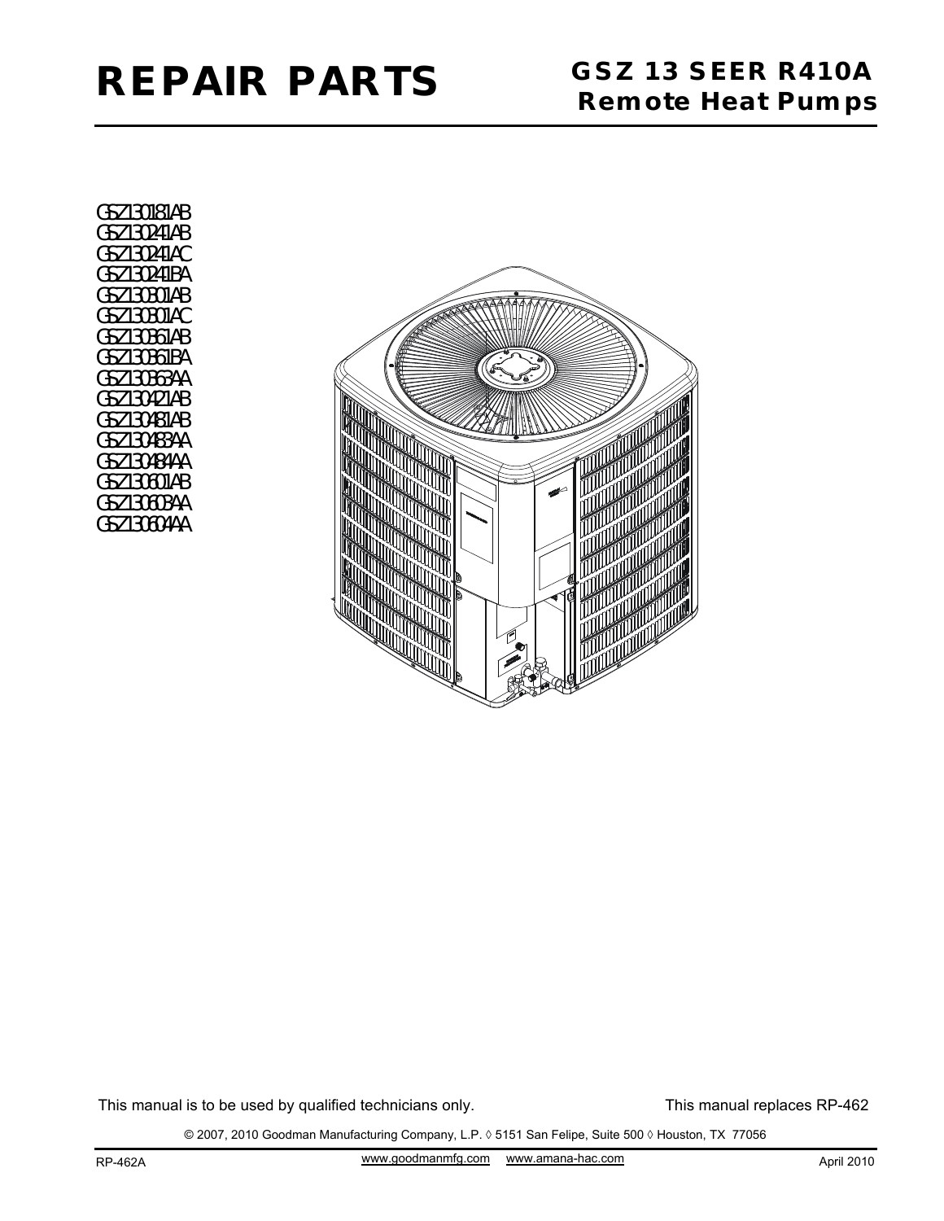# REPAIR PARTS

## GSZ 13 SEER R410A Remote Heat Pumps

GSZ130181AB
GSZ130241AB
GSZ130241AC
GSZ130241BA
GSZ130301AB
GSZ130301AC
GSZ130361AB
GSZ130361BA
GSZ130363AA
GSZ130421AB
GSZ130481AB
GSZ130483AA
GSZ130484AA
GSZ130601AB
GSZ130603AA
GSZ130604AA

This manual is to be used by qualified technicians only.

This manual replaces RP-462

© 2007, 2010 Goodman Manufacturing Company, L.P. ◊ 5151 San Felipe, Suite 500 ◊ Houston, TX 77056

RP-462A

www.goodmanmfg.com www.amana-hac.com

April 2010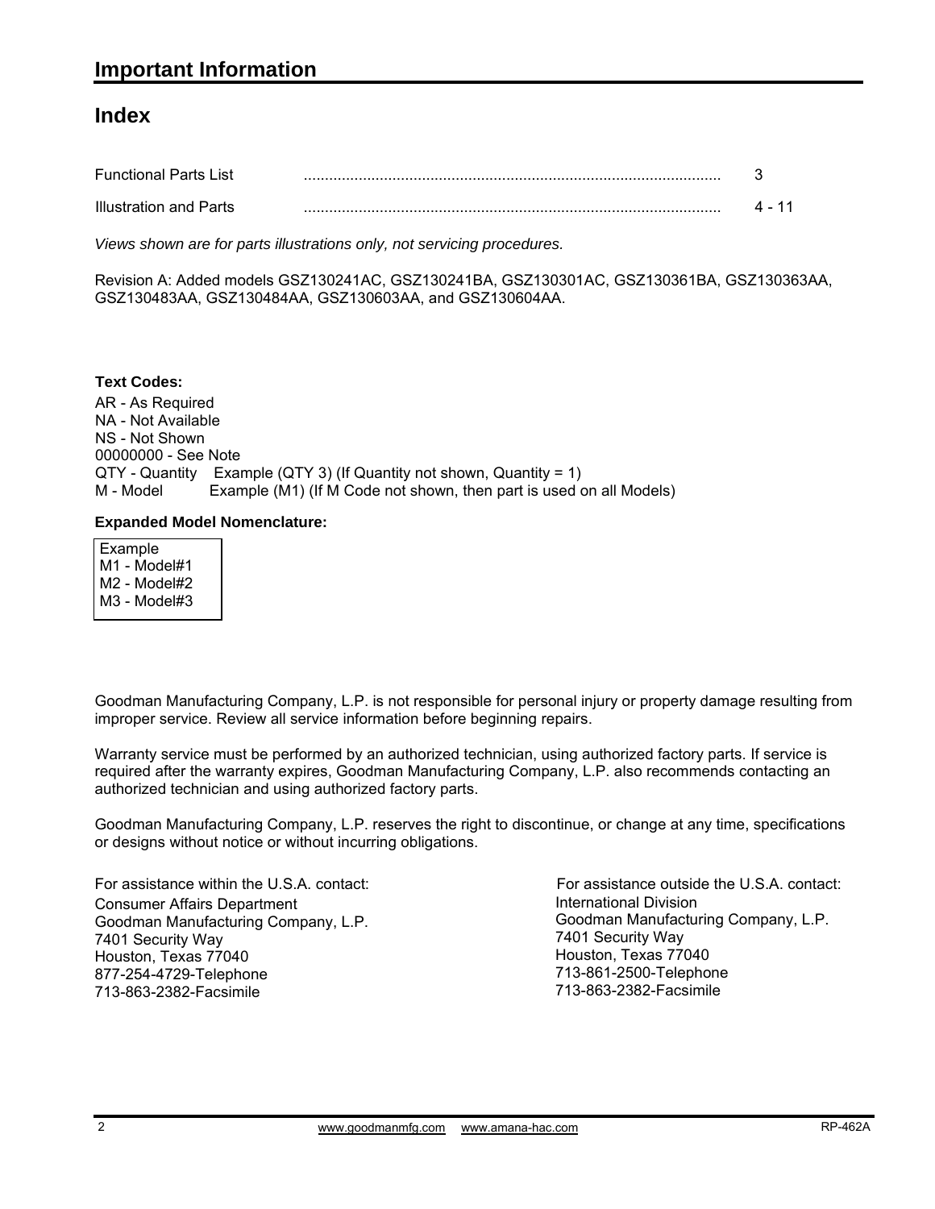# Important Information

## Index

| | | |
|---|---|---|
| Functional Parts List | .................................................................................................. | 3 |
| Illustration and Parts | .................................................................................................. | 4 - 11 |

*Views shown are for parts illustrations only, not servicing procedures.*

Revision A: Added models GSZ130241AC, GSZ130241BA, GSZ130301AC, GSZ130361BA, GSZ130363AA, GSZ130483AA, GSZ130484AA, GSZ130603AA, and GSZ130604AA.

**Text Codes:**

AR - As Required
NA - Not Available
NS - Not Shown
00000000 - See Note
QTY - Quantity    Example (QTY 3) (If Quantity not shown, Quantity = 1)
M - Model    Example (M1) (If M Code not shown, then part is used on all Models)

**Expanded Model Nomenclature:**

Example
M1 - Model#1
M2 - Model#2
M3 - Model#3

Goodman Manufacturing Company, L.P. is not responsible for personal injury or property damage resulting from improper service. Review all service information before beginning repairs.

Warranty service must be performed by an authorized technician, using authorized factory parts. If service is required after the warranty expires, Goodman Manufacturing Company, L.P. also recommends contacting an authorized technician and using authorized factory parts.

Goodman Manufacturing Company, L.P. reserves the right to discontinue, or change at any time, specifications or designs without notice or without incurring obligations.

For assistance within the U.S.A. contact:
Consumer Affairs Department
Goodman Manufacturing Company, L.P.
7401 Security Way
Houston, Texas 77040
877-254-4729-Telephone
713-863-2382-Facsimile

For assistance outside the U.S.A. contact:
International Division
Goodman Manufacturing Company, L.P.
7401 Security Way
Houston, Texas 77040
713-861-2500-Telephone
713-863-2382-Facsimile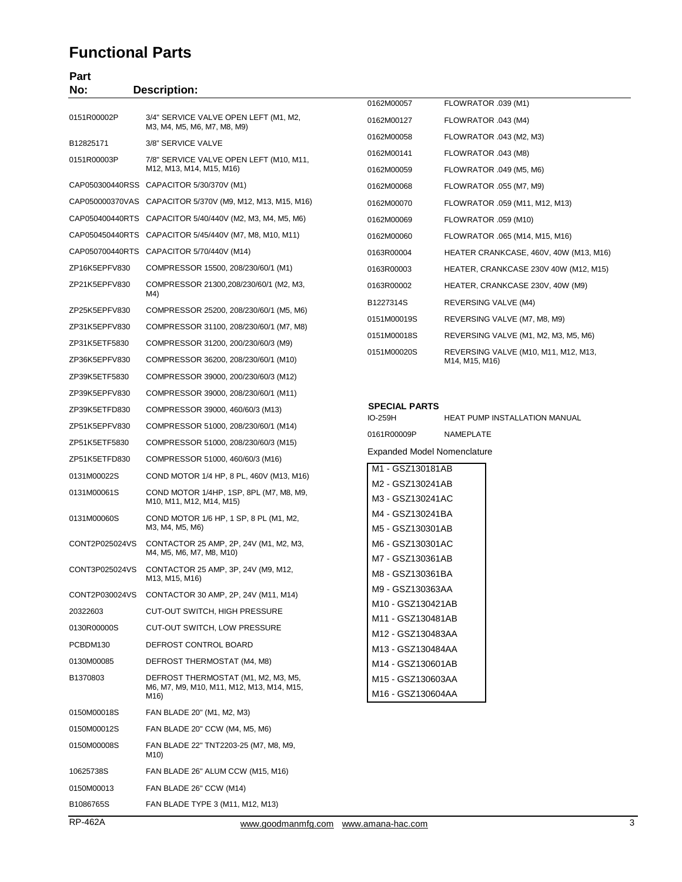# Functional Parts

| Part No: | Description: |
|---|---|
| 0151R00002P | 3/4" SERVICE VALVE OPEN LEFT (M1, M2, M3, M4, M5, M6, M7, M8, M9) |
| B12825171 | 3/8" SERVICE VALVE |
| 0151R00003P | 7/8" SERVICE VALVE OPEN LEFT (M10, M11, M12, M13, M14, M15, M16) |
| CAP050300440RSS | CAPACITOR 5/30/370V (M1) |
| CAP050000370VAS | CAPACITOR 5/370V (M9, M12, M13, M15, M16) |
| CAP050400440RTS | CAPACITOR 5/40/440V (M2, M3, M4, M5, M6) |
| CAP050450440RTS | CAPACITOR 5/45/440V (M7, M8, M10, M11) |
| CAP050700440RTS | CAPACITOR 5/70/440V (M14) |
| ZP16K5EPFV830 | COMPRESSOR 15500, 208/230/60/1 (M1) |
| ZP21K5EPFV830 | COMPRESSOR 21300,208/230/60/1 (M2, M3, M4) |
| ZP25K5EPFV830 | COMPRESSOR 25200, 208/230/60/1 (M5, M6) |
| ZP31K5EPFV830 | COMPRESSOR 31100, 208/230/60/1 (M7, M8) |
| ZP31K5ETF5830 | COMPRESSOR 31200, 200/230/60/3 (M9) |
| ZP36K5EPFV830 | COMPRESSOR 36200, 208/230/60/1 (M10) |
| ZP39K5ETF5830 | COMPRESSOR 39000, 200/230/60/3 (M12) |
| ZP39K5EPFV830 | COMPRESSOR 39000, 208/230/60/1 (M11) |
| ZP39K5ETFD830 | COMPRESSOR 39000, 460/60/3 (M13) |
| ZP51K5EPFV830 | COMPRESSOR 51000, 208/230/60/1 (M14) |
| ZP51K5ETF5830 | COMPRESSOR 51000, 208/230/60/3 (M15) |
| ZP51K5ETFD830 | COMPRESSOR 51000, 460/60/3 (M16) |
| 0131M00022S | COND MOTOR 1/4 HP, 8 PL, 460V (M13, M16) |
| 0131M00061S | COND MOTOR 1/4HP, 1SP, 8PL (M7, M8, M9, M10, M11, M12, M14, M15) |
| 0131M00060S | COND MOTOR 1/6 HP, 1 SP, 8 PL (M1, M2, M3, M4, M5, M6) |
| CONT2P025024VS | CONTACTOR 25 AMP, 2P, 24V (M1, M2, M3, M4, M5, M6, M7, M8, M10) |
| CONT3P025024VS | CONTACTOR 25 AMP, 3P, 24V (M9, M12, M13, M15, M16) |
| CONT2P030024VS | CONTACTOR 30 AMP, 2P, 24V (M11, M14) |
| 20322603 | CUT-OUT SWITCH, HIGH PRESSURE |
| 0130R00000S | CUT-OUT SWITCH, LOW PRESSURE |
| PCBDM130 | DEFROST CONTROL BOARD |
| 0130M00085 | DEFROST THERMOSTAT (M4, M8) |
| B1370803 | DEFROST THERMOSTAT (M1, M2, M3, M5, M6, M7, M9, M10, M11, M12, M13, M14, M15, M16) |
| 0150M00018S | FAN BLADE 20" (M1, M2, M3) |
| 0150M00012S | FAN BLADE 20" CCW (M4, M5, M6) |
| 0150M00008S | FAN BLADE 22" TNT2203-25 (M7, M8, M9, M10) |
| 10625738S | FAN BLADE 26" ALUM CCW (M15, M16) |
| 0150M00013 | FAN BLADE 26" CCW (M14) |
| B1086765S | FAN BLADE TYPE 3 (M11, M12, M13) |
| 0162M00057 | FLOWRATOR .039 (M1) |
| 0162M00127 | FLOWRATOR .043 (M4) |
| 0162M00058 | FLOWRATOR .043 (M2, M3) |
| 0162M00141 | FLOWRATOR .043 (M8) |
| 0162M00059 | FLOWRATOR .049 (M5, M6) |
| 0162M00068 | FLOWRATOR .055 (M7, M9) |
| 0162M00070 | FLOWRATOR .059 (M11, M12, M13) |
| 0162M00069 | FLOWRATOR .059 (M10) |
| 0162M00060 | FLOWRATOR .065 (M14, M15, M16) |
| 0163R00004 | HEATER CRANKCASE, 460V, 40W (M13, M16) |
| 0163R00003 | HEATER, CRANKCASE 230V 40W (M12, M15) |
| 0163R00002 | HEATER, CRANKCASE 230V, 40W (M9) |
| B1227314S | REVERSING VALVE (M4) |
| 0151M00019S | REVERSING VALVE (M7, M8, M9) |
| 0151M00018S | REVERSING VALVE (M1, M2, M3, M5, M6) |
| 0151M00020S | REVERSING VALVE (M10, M11, M12, M13, M14, M15, M16) |

**SPECIAL PARTS**

| | |
|---|---|
| IO-259H | HEAT PUMP INSTALLATION MANUAL |
| 0161R00009P | NAMEPLATE |

Expanded Model Nomenclature

- M1 - GSZ130181AB
- M2 - GSZ130241AB
- M3 - GSZ130241AC
- M4 - GSZ130241BA
- M5 - GSZ130301AB
- M6 - GSZ130301AC
- M7 - GSZ130361AB
- M8 - GSZ130361BA
- M9 - GSZ130363AA
- M10 - GSZ130421AB
- M11 - GSZ130481AB
- M12 - GSZ130483AA
- M13 - GSZ130484AA
- M14 - GSZ130601AB
- M15 - GSZ130603AA
- M16 - GSZ130604AA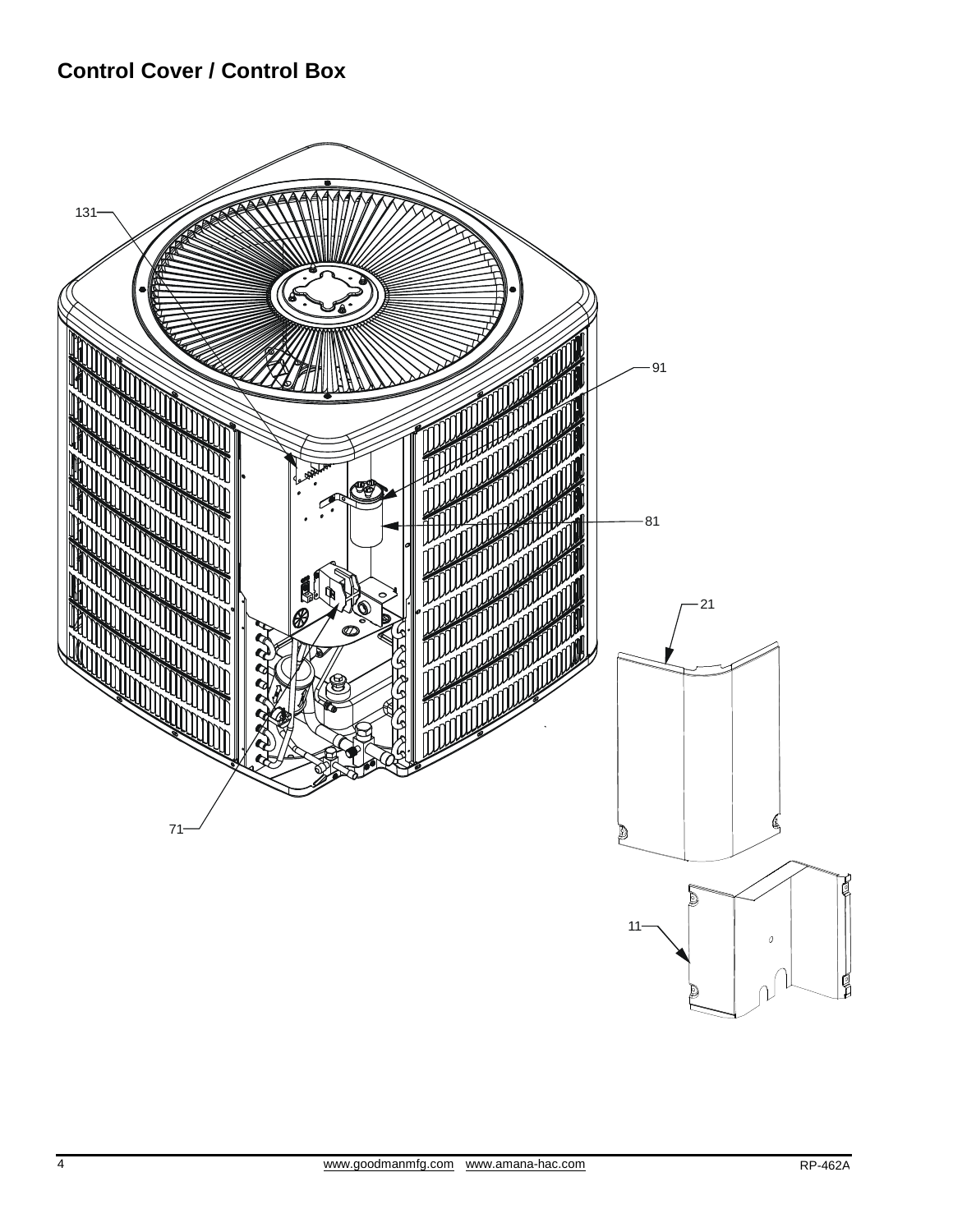## Control Cover / Control Box

131

91

81

21

71

11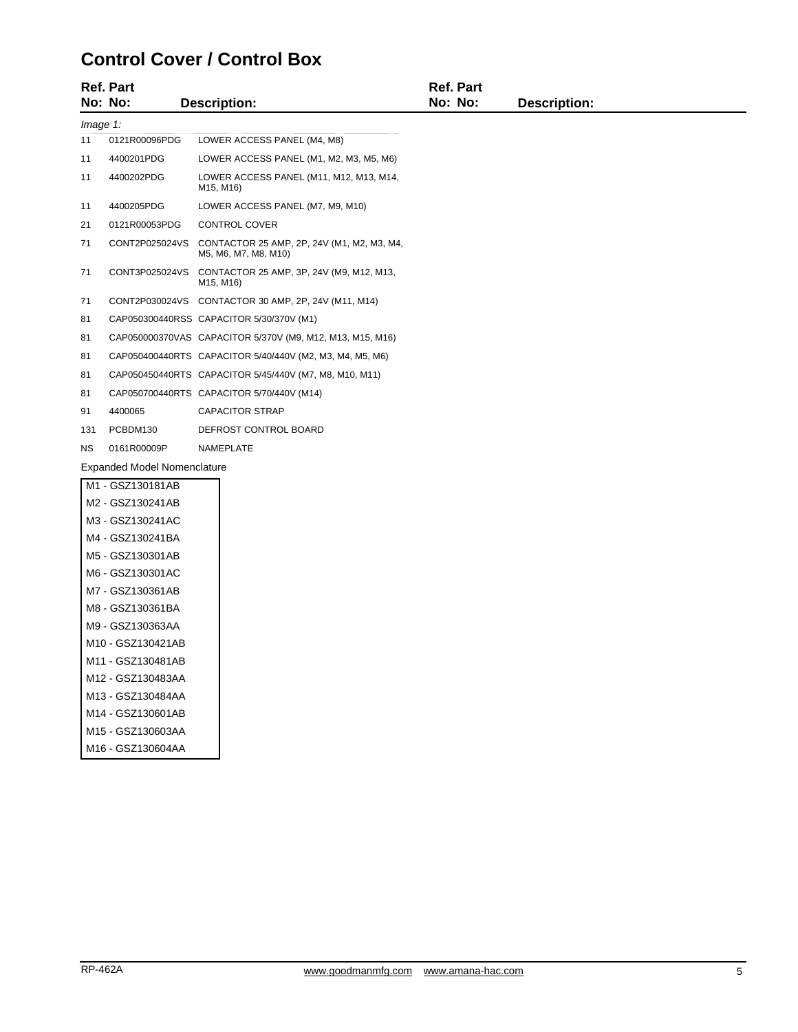## Control Cover / Control Box

| Ref. No: | Part No: | Description: |
|---|---|---|
| *Image 1:* | | |
| 11 | 0121R00096PDG | LOWER ACCESS PANEL (M4, M8) |
| 11 | 4400201PDG | LOWER ACCESS PANEL (M1, M2, M3, M5, M6) |
| 11 | 4400202PDG | LOWER ACCESS PANEL (M11, M12, M13, M14, M15, M16) |
| 11 | 4400205PDG | LOWER ACCESS PANEL (M7, M9, M10) |
| 21 | 0121R00053PDG | CONTROL COVER |
| 71 | CONT2P025024VS | CONTACTOR 25 AMP, 2P, 24V (M1, M2, M3, M4, M5, M6, M7, M8, M10) |
| 71 | CONT3P025024VS | CONTACTOR 25 AMP, 3P, 24V (M9, M12, M13, M15, M16) |
| 71 | CONT2P030024VS | CONTACTOR 30 AMP, 2P, 24V (M11, M14) |
| 81 | CAP050300440RSS | CAPACITOR 5/30/370V (M1) |
| 81 | CAP050000370VAS | CAPACITOR 5/370V (M9, M12, M13, M15, M16) |
| 81 | CAP050400440RTS | CAPACITOR 5/40/440V (M2, M3, M4, M5, M6) |
| 81 | CAP050450440RTS | CAPACITOR 5/45/440V (M7, M8, M10, M11) |
| 81 | CAP050700440RTS | CAPACITOR 5/70/440V (M14) |
| 91 | 4400065 | CAPACITOR STRAP |
| 131 | PCBDM130 | DEFROST CONTROL BOARD |
| NS | 0161R00009P | NAMEPLATE |

Expanded Model Nomenclature

| |
|---|
| M1 - GSZ130181AB |
| M2 - GSZ130241AB |
| M3 - GSZ130241AC |
| M4 - GSZ130241BA |
| M5 - GSZ130301AB |
| M6 - GSZ130301AC |
| M7 - GSZ130361AB |
| M8 - GSZ130361BA |
| M9 - GSZ130363AA |
| M10 - GSZ130421AB |
| M11 - GSZ130481AB |
| M12 - GSZ130483AA |
| M13 - GSZ130484AA |
| M14 - GSZ130601AB |
| M15 - GSZ130603AA |
| M16 - GSZ130604AA |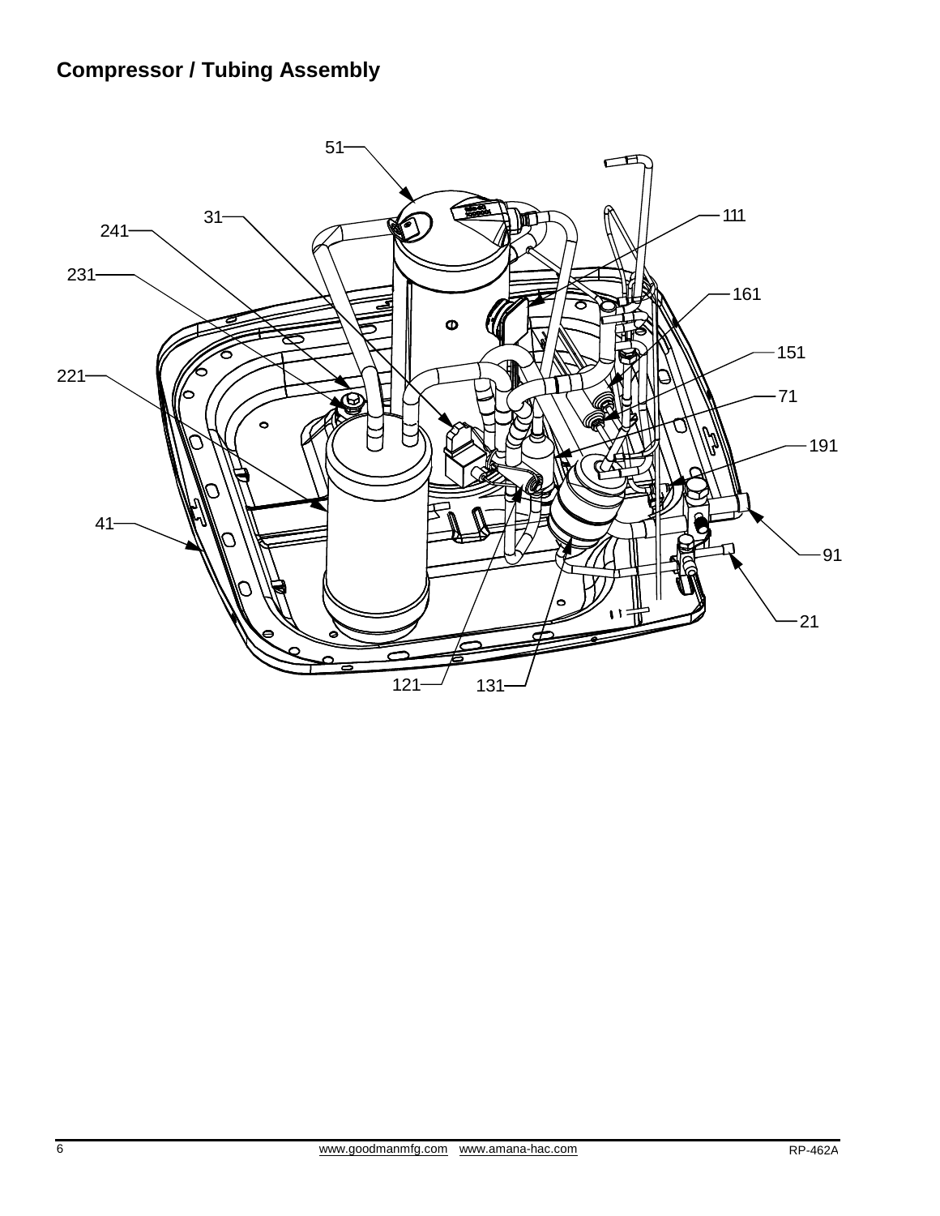## Compressor / Tubing Assembly

51

31

111

241

231

161

151

221

71

191

41

91

21

121

131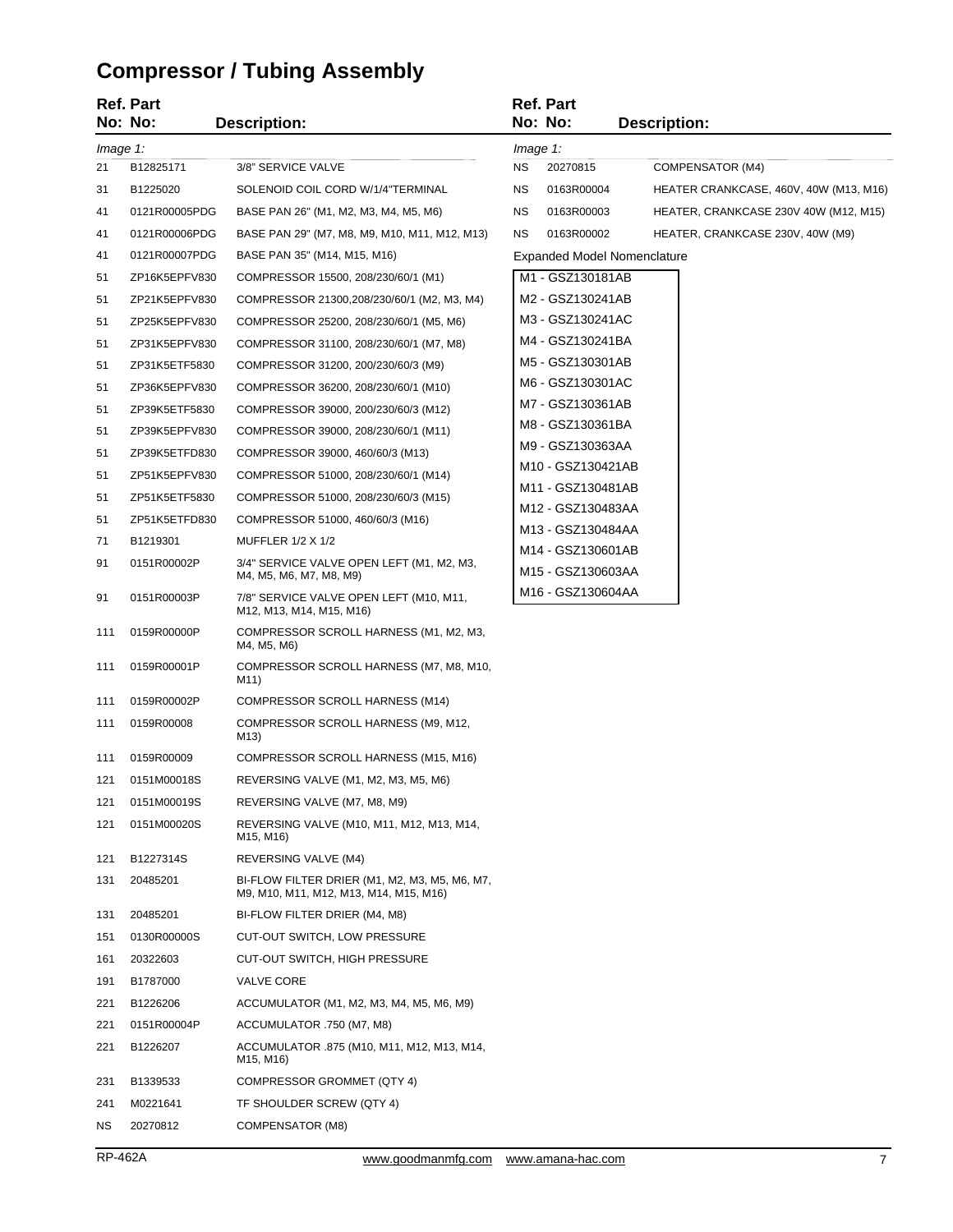# Compressor / Tubing Assembly

| Ref. No: | Part No: | Description: |
|---|---|---|
| *Image 1:* | | |
| 21 | B12825171 | 3/8" SERVICE VALVE |
| 31 | B1225020 | SOLENOID COIL CORD W/1/4"TERMINAL |
| 41 | 0121R00005PDG | BASE PAN 26" (M1, M2, M3, M4, M5, M6) |
| 41 | 0121R00006PDG | BASE PAN 29" (M7, M8, M9, M10, M11, M12, M13) |
| 41 | 0121R00007PDG | BASE PAN 35" (M14, M15, M16) |
| 51 | ZP16K5EPFV830 | COMPRESSOR 15500, 208/230/60/1 (M1) |
| 51 | ZP21K5EPFV830 | COMPRESSOR 21300,208/230/60/1 (M2, M3, M4) |
| 51 | ZP25K5EPFV830 | COMPRESSOR 25200, 208/230/60/1 (M5, M6) |
| 51 | ZP31K5EPFV830 | COMPRESSOR 31100, 208/230/60/1 (M7, M8) |
| 51 | ZP31K5ETF5830 | COMPRESSOR 31200, 200/230/60/3 (M9) |
| 51 | ZP36K5EPFV830 | COMPRESSOR 36200, 208/230/60/1 (M10) |
| 51 | ZP39K5ETF5830 | COMPRESSOR 39000, 200/230/60/3 (M12) |
| 51 | ZP39K5EPFV830 | COMPRESSOR 39000, 208/230/60/1 (M11) |
| 51 | ZP39K5ETFD830 | COMPRESSOR 39000, 460/60/3 (M13) |
| 51 | ZP51K5EPFV830 | COMPRESSOR 51000, 208/230/60/1 (M14) |
| 51 | ZP51K5ETF5830 | COMPRESSOR 51000, 208/230/60/3 (M15) |
| 51 | ZP51K5ETFD830 | COMPRESSOR 51000, 460/60/3 (M16) |
| 71 | B1219301 | MUFFLER 1/2 X 1/2 |
| 91 | 0151R00002P | 3/4" SERVICE VALVE OPEN LEFT (M1, M2, M3, M4, M5, M6, M7, M8, M9) |
| 91 | 0151R00003P | 7/8" SERVICE VALVE OPEN LEFT (M10, M11, M12, M13, M14, M15, M16) |
| 111 | 0159R00000P | COMPRESSOR SCROLL HARNESS (M1, M2, M3, M4, M5, M6) |
| 111 | 0159R00001P | COMPRESSOR SCROLL HARNESS (M7, M8, M10, M11) |
| 111 | 0159R00002P | COMPRESSOR SCROLL HARNESS (M14) |
| 111 | 0159R00008 | COMPRESSOR SCROLL HARNESS (M9, M12, M13) |
| 111 | 0159R00009 | COMPRESSOR SCROLL HARNESS (M15, M16) |
| 121 | 0151M00018S | REVERSING VALVE (M1, M2, M3, M5, M6) |
| 121 | 0151M00019S | REVERSING VALVE (M7, M8, M9) |
| 121 | 0151M00020S | REVERSING VALVE (M10, M11, M12, M13, M14, M15, M16) |
| 121 | B1227314S | REVERSING VALVE (M4) |
| 131 | 20485201 | BI-FLOW FILTER DRIER (M1, M2, M3, M5, M6, M7, M9, M10, M11, M12, M13, M14, M15, M16) |
| 131 | 20485201 | BI-FLOW FILTER DRIER (M4, M8) |
| 151 | 0130R00000S | CUT-OUT SWITCH, LOW PRESSURE |
| 161 | 20322603 | CUT-OUT SWITCH, HIGH PRESSURE |
| 191 | B1787000 | VALVE CORE |
| 221 | B1226206 | ACCUMULATOR (M1, M2, M3, M4, M5, M6, M9) |
| 221 | 0151R00004P | ACCUMULATOR .750 (M7, M8) |
| 221 | B1226207 | ACCUMULATOR .875 (M10, M11, M12, M13, M14, M15, M16) |
| 231 | B1339533 | COMPRESSOR GROMMET (QTY 4) |
| 241 | M0221641 | TF SHOULDER SCREW (QTY 4) |
| NS | 20270812 | COMPENSATOR (M8) |
| NS | 20270815 | COMPENSATOR (M4) |
| NS | 0163R00004 | HEATER, CRANKCASE, 460V, 40W (M13, M16) |
| NS | 0163R00003 | HEATER, CRANKCASE 230V 40W (M12, M15) |
| NS | 0163R00002 | HEATER, CRANKCASE 230V, 40W (M9) |

Expanded Model Nomenclature

- M1 - GSZ130181AB
- M2 - GSZ130241AB
- M3 - GSZ130241AC
- M4 - GSZ130241BA
- M5 - GSZ130301AB
- M6 - GSZ130301AC
- M7 - GSZ130361AB
- M8 - GSZ130361BA
- M9 - GSZ130363AA
- M10 - GSZ130421AB
- M11 - GSZ130481AB
- M12 - GSZ130483AA
- M13 - GSZ130484AA
- M14 - GSZ130601AB
- M15 - GSZ130603AA
- M16 - GSZ130604AA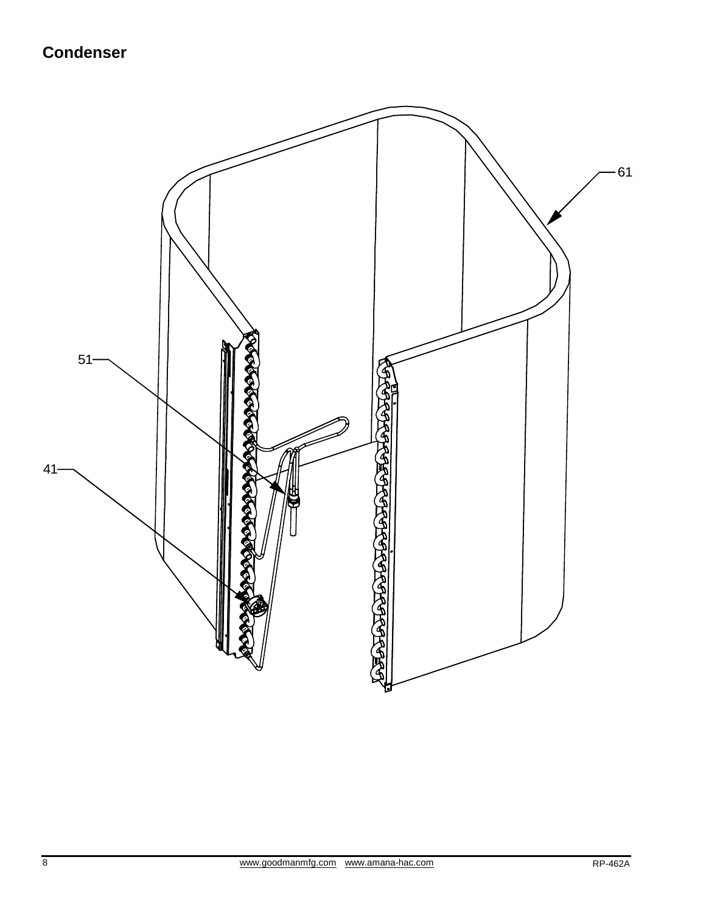# Condenser

61

51

41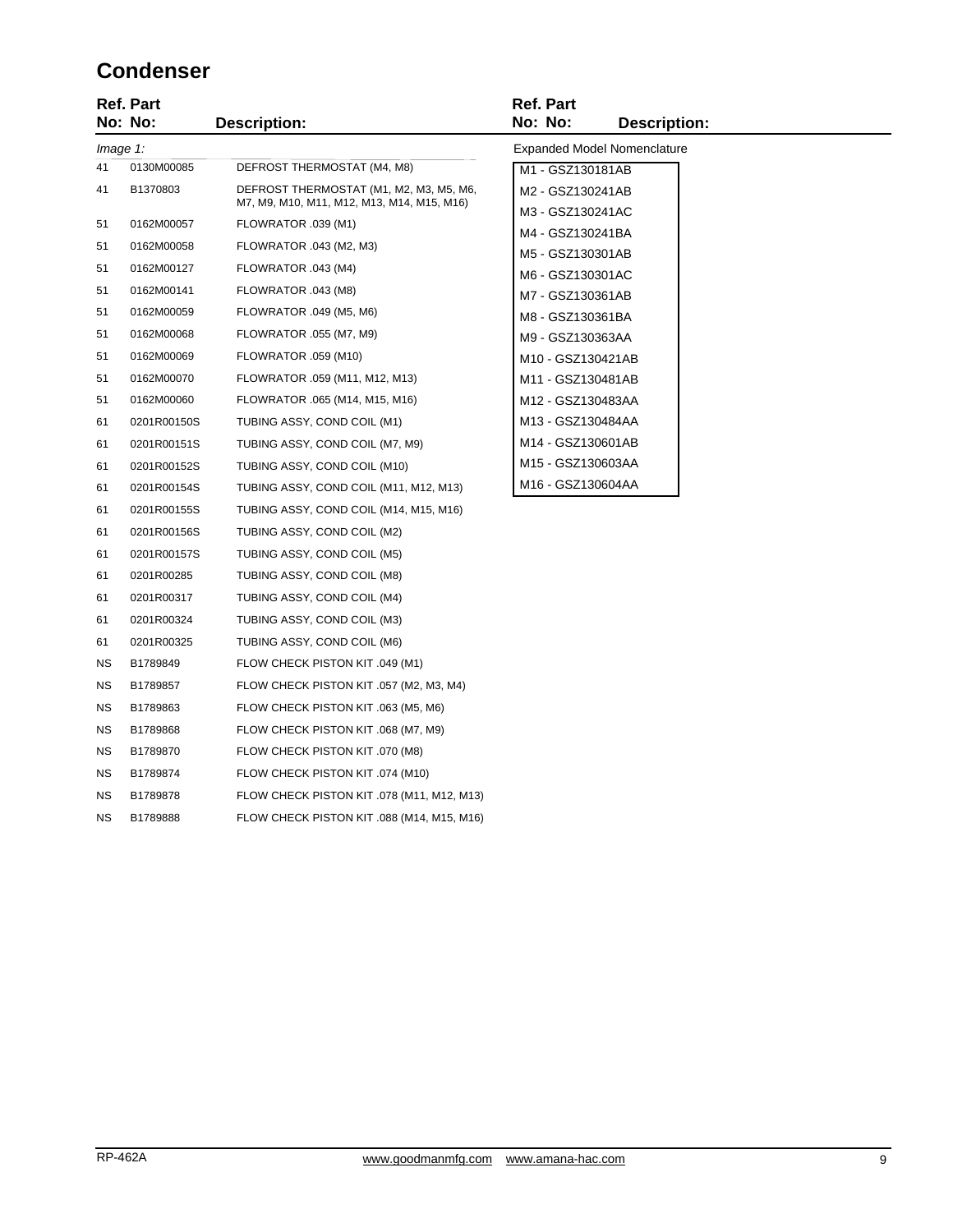# Condenser

| Ref. No: | Part No: | Description: |
|---|---|---|
| *Image 1:* | | |
| 41 | 0130M00085 | DEFROST THERMOSTAT (M4, M8) |
| 41 | B1370803 | DEFROST THERMOSTAT (M1, M2, M3, M5, M6, M7, M9, M10, M11, M12, M13, M14, M15, M16) |
| 51 | 0162M00057 | FLOWRATOR .039 (M1) |
| 51 | 0162M00058 | FLOWRATOR .043 (M2, M3) |
| 51 | 0162M00127 | FLOWRATOR .043 (M4) |
| 51 | 0162M00141 | FLOWRATOR .043 (M8) |
| 51 | 0162M00059 | FLOWRATOR .049 (M5, M6) |
| 51 | 0162M00068 | FLOWRATOR .055 (M7, M9) |
| 51 | 0162M00069 | FLOWRATOR .059 (M10) |
| 51 | 0162M00070 | FLOWRATOR .059 (M11, M12, M13) |
| 51 | 0162M00060 | FLOWRATOR .065 (M14, M15, M16) |
| 61 | 0201R00150S | TUBING ASSY, COND COIL (M1) |
| 61 | 0201R00151S | TUBING ASSY, COND COIL (M7, M9) |
| 61 | 0201R00152S | TUBING ASSY, COND COIL (M10) |
| 61 | 0201R00154S | TUBING ASSY, COND COIL (M11, M12, M13) |
| 61 | 0201R00155S | TUBING ASSY, COND COIL (M14, M15, M16) |
| 61 | 0201R00156S | TUBING ASSY, COND COIL (M2) |
| 61 | 0201R00157S | TUBING ASSY, COND COIL (M5) |
| 61 | 0201R00285 | TUBING ASSY, COND COIL (M8) |
| 61 | 0201R00317 | TUBING ASSY, COND COIL (M4) |
| 61 | 0201R00324 | TUBING ASSY, COND COIL (M3) |
| 61 | 0201R00325 | TUBING ASSY, COND COIL (M6) |
| NS | B1789849 | FLOW CHECK PISTON KIT .049 (M1) |
| NS | B1789857 | FLOW CHECK PISTON KIT .057 (M2, M3, M4) |
| NS | B1789863 | FLOW CHECK PISTON KIT .063 (M5, M6) |
| NS | B1789868 | FLOW CHECK PISTON KIT .068 (M7, M9) |
| NS | B1789870 | FLOW CHECK PISTON KIT .070 (M8) |
| NS | B1789874 | FLOW CHECK PISTON KIT .074 (M10) |
| NS | B1789878 | FLOW CHECK PISTON KIT .078 (M11, M12, M13) |
| NS | B1789888 | FLOW CHECK PISTON KIT .088 (M14, M15, M16) |

Expanded Model Nomenclature

- M1 - GSZ130181AB
- M2 - GSZ130241AB
- M3 - GSZ130241AC
- M4 - GSZ130241BA
- M5 - GSZ130301AB
- M6 - GSZ130301AC
- M7 - GSZ130361AB
- M8 - GSZ130361BA
- M9 - GSZ130363AA
- M10 - GSZ130421AB
- M11 - GSZ130481AB
- M12 - GSZ130483AA
- M13 - GSZ130484AA
- M14 - GSZ130601AB
- M15 - GSZ130603AA
- M16 - GSZ130604AA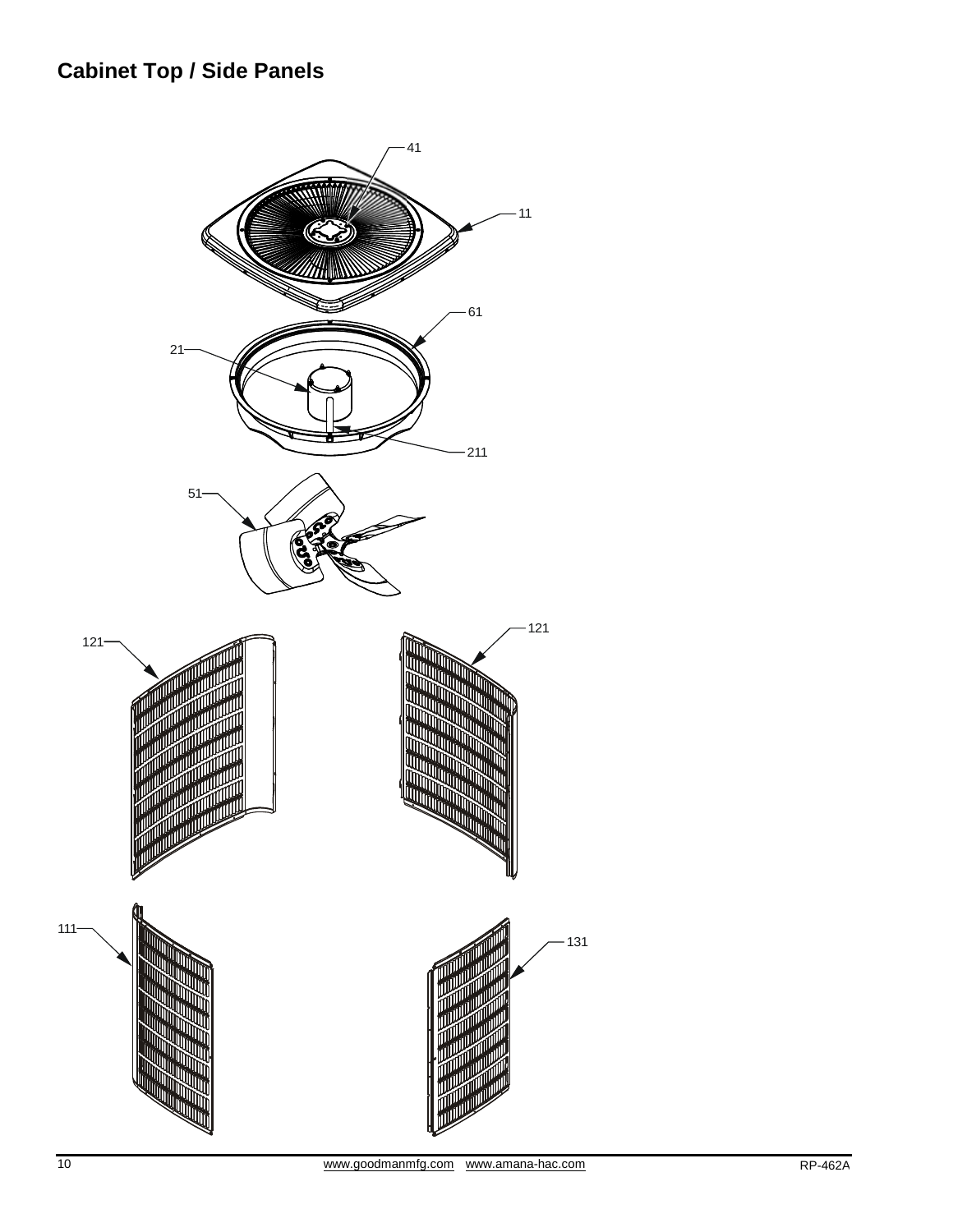## Cabinet Top / Side Panels

41

11

61

21

211

51

121

121

111

131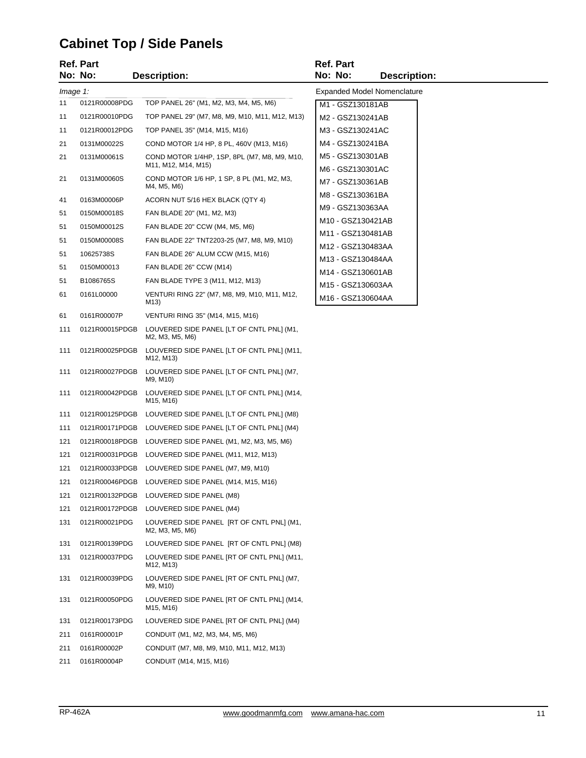# Cabinet Top / Side Panels

| Ref. No: | Part No: | Description: |
|---|---|---|
| *Image 1:* | | |
| 11 | 0121R00008PDG | TOP PANEL 26" (M1, M2, M3, M4, M5, M6) |
| 11 | 0121R00010PDG | TOP PANEL 29" (M7, M8, M9, M10, M11, M12, M13) |
| 11 | 0121R00012PDG | TOP PANEL 35" (M14, M15, M16) |
| 21 | 0131M00022S | COND MOTOR 1/4 HP, 8 PL, 460V (M13, M16) |
| 21 | 0131M00061S | COND MOTOR 1/4HP, 1SP, 8PL (M7, M8, M9, M10, M11, M12, M14, M15) |
| 21 | 0131M00060S | COND MOTOR 1/6 HP, 1 SP, 8 PL (M1, M2, M3, M4, M5, M6) |
| 41 | 0163M00006P | ACORN NUT 5/16 HEX BLACK (QTY 4) |
| 51 | 0150M00018S | FAN BLADE 20" (M1, M2, M3) |
| 51 | 0150M00012S | FAN BLADE 20" CCW (M4, M5, M6) |
| 51 | 0150M00008S | FAN BLADE 22" TNT2203-25 (M7, M8, M9, M10) |
| 51 | 10625738S | FAN BLADE 26" ALUM CCW (M15, M16) |
| 51 | 0150M00013 | FAN BLADE 26" CCW (M14) |
| 51 | B1086765S | FAN BLADE TYPE 3 (M11, M12, M13) |
| 61 | 0161L00000 | VENTURI RING 22" (M7, M8, M9, M10, M11, M12, M13) |
| 61 | 0161R00007P | VENTURI RING 35" (M14, M15, M16) |
| 111 | 0121R00015PDGB | LOUVERED SIDE PANEL [LT OF CNTL PNL] (M1, M2, M3, M5, M6) |
| 111 | 0121R00025PDGB | LOUVERED SIDE PANEL [LT OF CNTL PNL] (M11, M12, M13) |
| 111 | 0121R00027PDGB | LOUVERED SIDE PANEL [LT OF CNTL PNL] (M7, M9, M10) |
| 111 | 0121R00042PDGB | LOUVERED SIDE PANEL [LT OF CNTL PNL] (M14, M15, M16) |
| 111 | 0121R00125PDGB | LOUVERED SIDE PANEL [LT OF CNTL PNL] (M8) |
| 111 | 0121R00171PDGB | LOUVERED SIDE PANEL [LT OF CNTL PNL] (M4) |
| 121 | 0121R00018PDGB | LOUVERED SIDE PANEL (M1, M2, M3, M5, M6) |
| 121 | 0121R00031PDGB | LOUVERED SIDE PANEL (M11, M12, M13) |
| 121 | 0121R00033PDGB | LOUVERED SIDE PANEL (M7, M9, M10) |
| 121 | 0121R00046PDGB | LOUVERED SIDE PANEL (M14, M15, M16) |
| 121 | 0121R00132PDGB | LOUVERED SIDE PANEL (M8) |
| 121 | 0121R00172PDGB | LOUVERED SIDE PANEL (M4) |
| 131 | 0121R00021PDG | LOUVERED SIDE PANEL [RT OF CNTL PNL] (M1, M2, M3, M5, M6) |
| 131 | 0121R00139PDG | LOUVERED SIDE PANEL [RT OF CNTL PNL] (M8) |
| 131 | 0121R00037PDG | LOUVERED SIDE PANEL [RT OF CNTL PNL] (M11, M12, M13) |
| 131 | 0121R00039PDG | LOUVERED SIDE PANEL [RT OF CNTL PNL] (M7, M9, M10) |
| 131 | 0121R00050PDG | LOUVERED SIDE PANEL [RT OF CNTL PNL] (M14, M15, M16) |
| 131 | 0121R00173PDG | LOUVERED SIDE PANEL [RT OF CNTL PNL] (M4) |
| 211 | 0161R00001P | CONDUIT (M1, M2, M3, M4, M5, M6) |
| 211 | 0161R00002P | CONDUIT (M7, M8, M9, M10, M11, M12, M13) |
| 211 | 0161R00004P | CONDUIT (M14, M15, M16) |

Expanded Model Nomenclature

- M1 - GSZ130181AB
- M2 - GSZ130241AB
- M3 - GSZ130241AC
- M4 - GSZ130241BA
- M5 - GSZ130301AB
- M6 - GSZ130301AC
- M7 - GSZ130361AB
- M8 - GSZ130361BA
- M9 - GSZ130363AA
- M10 - GSZ130421AB
- M11 - GSZ130481AB
- M12 - GSZ130483AA
- M13 - GSZ130484AA
- M14 - GSZ130601AB
- M15 - GSZ130603AA
- M16 - GSZ130604AA